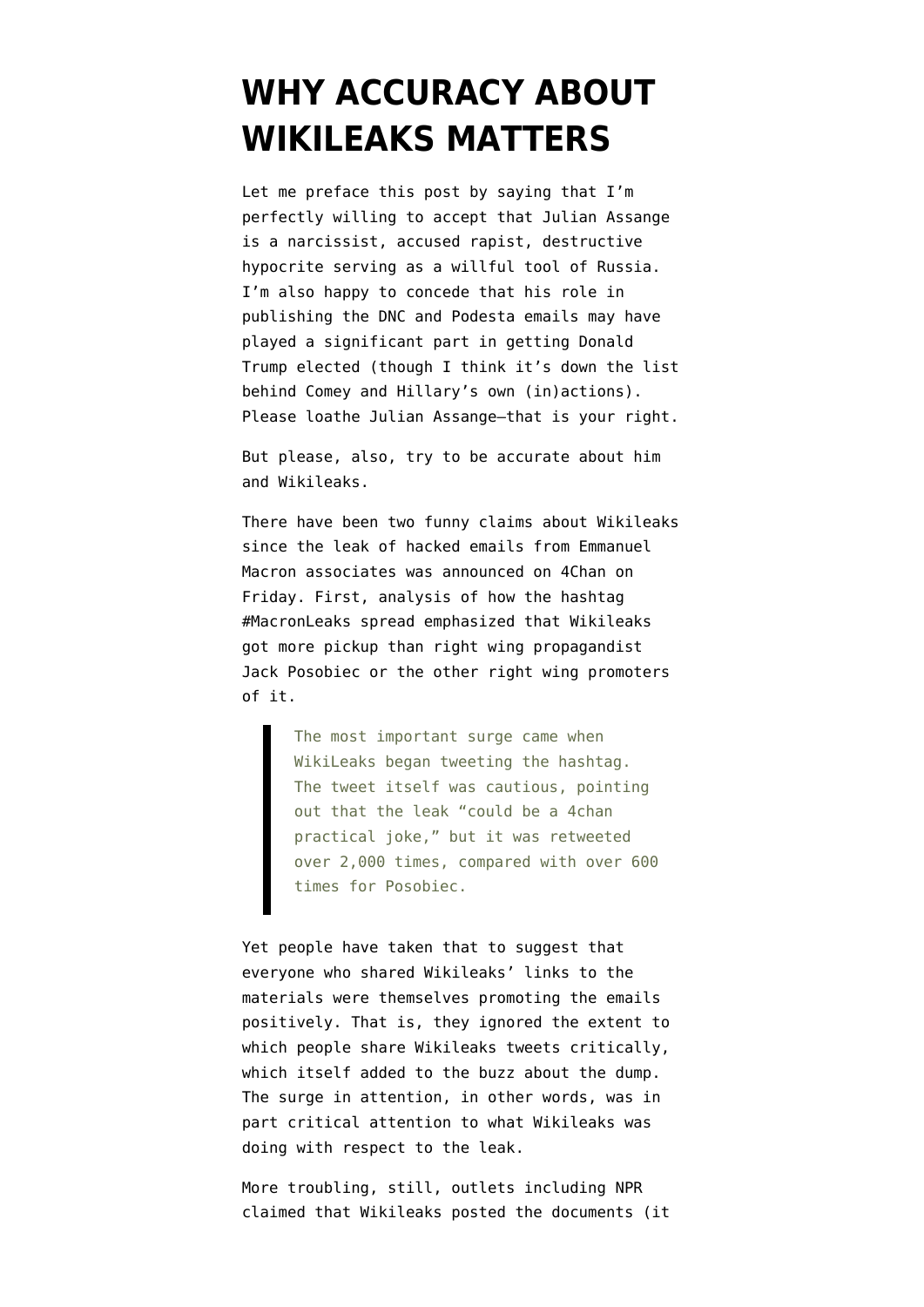# WHY ACCURACY ABOUT WIKILEAKS MATTERS

Let me preface this post by saying that I'm perfectly willing to accept that Julian Assange is a narcissist, accused rapist, destructive hypocrite serving as a willful tool of Russia. I'm also happy to concede that his role in publishing the DNC and Podesta emails may have played a significant part in getting Donald Trump elected (though I think it's down the list behind Comey and Hillary's own (in)actions). Please loathe Julian Assange—that is your right.

But please, also, try to be accurate about him and Wikileaks.

There have been two funny claims about Wikileaks since the leak of hacked emails from Emmanuel Macron associates was announced on 4Chan on Friday. First, analysis of how the hashtag #MacronLeaks spread emphasized that Wikileaks got more pickup than right wing propagandist Jack Posobiec or the other right wing promoters of it.

> The most important surge came when WikiLeaks began tweeting the hashtag. The tweet itself was cautious, pointing out that the leak "could be a 4chan practical joke," but it was retweeted over 2,000 times, compared with over 600 times for Posobiec.

Yet people have taken that to suggest that everyone who shared Wikileaks' links to the materials were themselves promoting the emails positively. That is, they ignored the extent to which people share Wikileaks tweets critically, which itself added to the buzz about the dump. The surge in attention, in other words, was in part critical attention to what Wikileaks was doing with respect to the leak.

More troubling, still, outlets including NPR claimed that Wikileaks posted the documents (it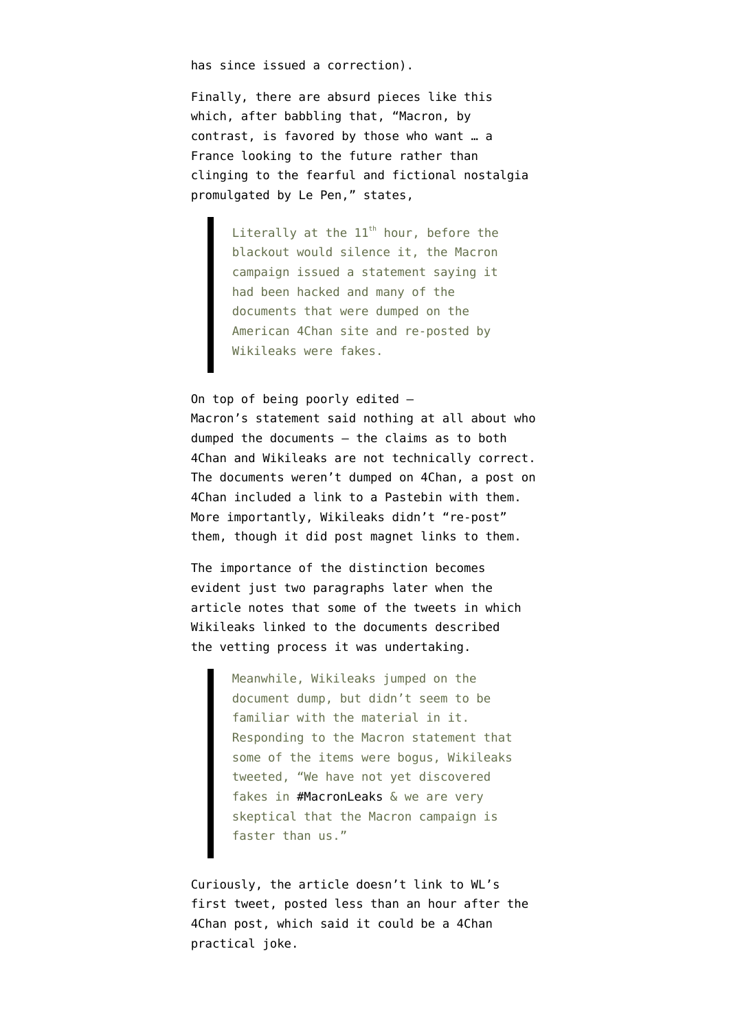has since issued a correction).

Finally, there are absurd pieces like this which, after babbling that, "Macron, by contrast, is favored by those who want … a France looking to the future rather than clinging to the fearful and fictional nostalgia promulgated by Le Pen," states,

> Literally at the 11th hour, before the blackout would silence it, the Macron campaign issued a statement saying it had been hacked and many of the documents that were dumped on the American 4Chan site and re-posted by Wikileaks were fakes.

On top of being poorly edited — Macron's statement said nothing at all about who dumped the documents — the claims as to both 4Chan and Wikileaks are not technically correct. The documents weren't dumped on 4Chan, a post on 4Chan included a link to a Pastebin with them. More importantly, Wikileaks didn't "re-post" them, though it did post magnet links to them.

The importance of the distinction becomes evident just two paragraphs later when the article notes that some of the tweets in which Wikileaks linked to the documents described the vetting process it was undertaking.

> Meanwhile, Wikileaks jumped on the document dump, but didn't seem to be familiar with the material in it. Responding to the Macron statement that some of the items were bogus, Wikileaks tweeted, "We have not yet discovered fakes in #MacronLeaks & we are very skeptical that the Macron campaign is faster than us."

Curiously, the article doesn't link to WL's first tweet, posted less than an hour after the 4Chan post, which said it could be a 4Chan practical joke.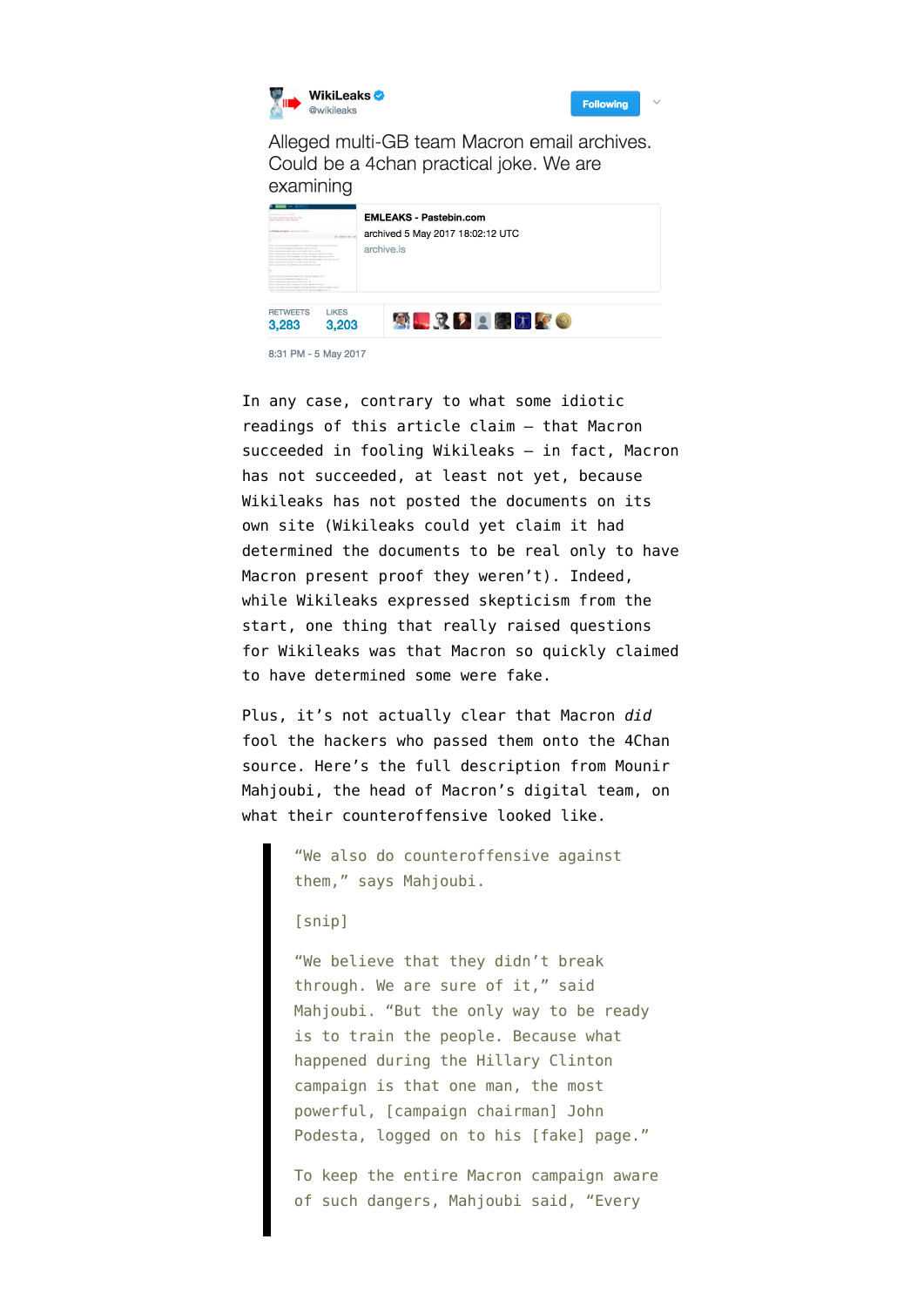**WikiLeaks** @wikileaks

Alleged multi-GB team Macron email archives. Could be a 4chan practical joke. We are examining

**EMLEAKS - Pastebin.com**
archived 5 May 2017 18:02:12 UTC
archive.is

RETWEETS 3,283 LIKES 3,203

8:31 PM - 5 May 2017

In any case, contrary to what some idiotic readings of this article claim — that Macron succeeded in fooling Wikileaks — in fact, Macron has not succeeded, at least not yet, because Wikileaks has not posted the documents on its own site (Wikileaks could yet claim it had determined the documents to be real only to have Macron present proof they weren't). Indeed, while Wikileaks expressed skepticism from the start, one thing that really raised questions for Wikileaks was that Macron so quickly claimed to have determined some were fake.

Plus, it's not actually clear that Macron *did* fool the hackers who passed them onto the 4Chan source. Here's the full description from Mounir Mahjoubi, the head of Macron's digital team, on what their counteroffensive looked like.

> "We also do counteroffensive against them," says Mahjoubi.
>
> [snip]
>
> "We believe that they didn't break through. We are sure of it," said Mahjoubi. "But the only way to be ready is to train the people. Because what happened during the Hillary Clinton campaign is that one man, the most powerful, [campaign chairman] John Podesta, logged on to his [fake] page."
>
> To keep the entire Macron campaign aware of such dangers, Mahjoubi said, "Every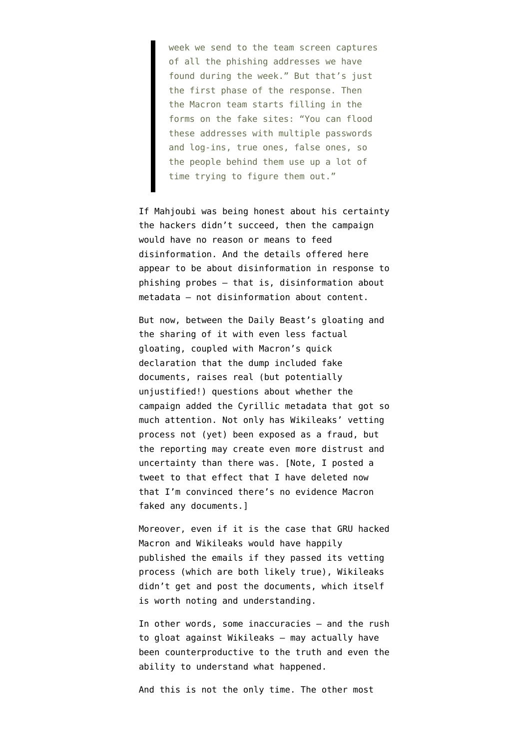> week we send to the team screen captures of all the phishing addresses we have found during the week." But that's just the first phase of the response. Then the Macron team starts filling in the forms on the fake sites: "You can flood these addresses with multiple passwords and log-ins, true ones, false ones, so the people behind them use up a lot of time trying to figure them out."

If Mahjoubi was being honest about his certainty the hackers didn't succeed, then the campaign would have no reason or means to feed disinformation. And the details offered here appear to be about disinformation in response to phishing probes — that is, disinformation about metadata — not disinformation about content.

But now, between the Daily Beast's gloating and the sharing of it with even less factual gloating, coupled with Macron's quick declaration that the dump included fake documents, raises real (but potentially unjustified!) questions about whether the campaign added the Cyrillic metadata that got so much attention. Not only has Wikileaks' vetting process not (yet) been exposed as a fraud, but the reporting may create even more distrust and uncertainty than there was. [Note, I posted a tweet to that effect that I have deleted now that I'm convinced there's no evidence Macron faked any documents.]

Moreover, even if it is the case that GRU hacked Macron and Wikileaks would have happily published the emails if they passed its vetting process (which are both likely true), Wikileaks didn't get and post the documents, which itself is worth noting and understanding.

In other words, some inaccuracies — and the rush to gloat against Wikileaks — may actually have been counterproductive to the truth and even the ability to understand what happened.

And this is not the only time. The other most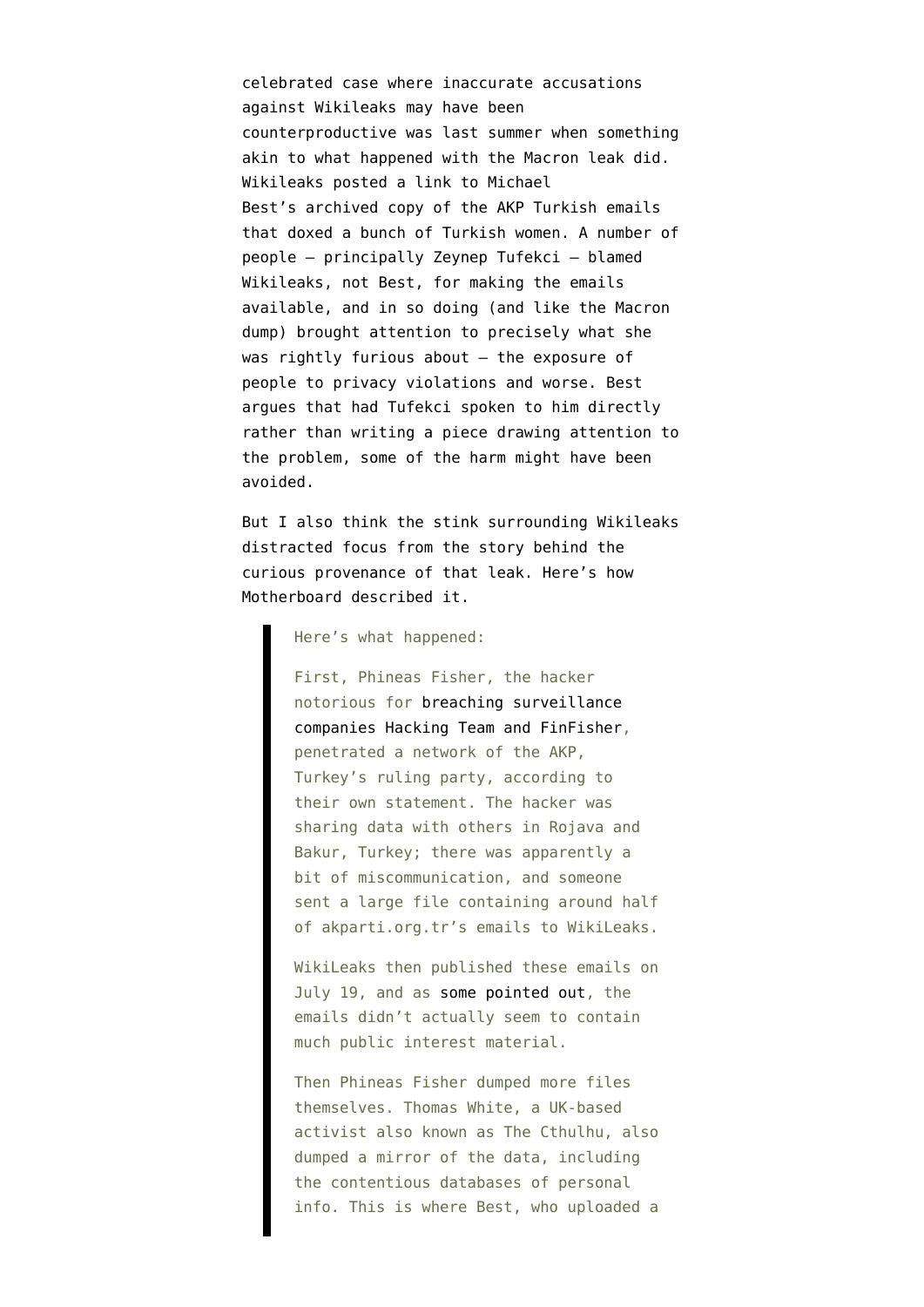celebrated case where inaccurate accusations against Wikileaks may have been counterproductive was last summer when something akin to what happened with the Macron leak did. Wikileaks posted a link to Michael Best's archived copy of the AKP Turkish emails that doxed a bunch of Turkish women. A number of people — principally Zeynep Tufekci — blamed Wikileaks, not Best, for making the emails available, and in so doing (and like the Macron dump) brought attention to precisely what she was rightly furious about — the exposure of people to privacy violations and worse. Best argues that had Tufekci spoken to him directly rather than writing a piece drawing attention to the problem, some of the harm might have been avoided.

But I also think the stink surrounding Wikileaks distracted focus from the story behind the curious provenance of that leak. Here's how Motherboard described it.

> Here's what happened:
>
> First, Phineas Fisher, the hacker notorious for breaching surveillance companies Hacking Team and FinFisher, penetrated a network of the AKP, Turkey's ruling party, according to their own statement. The hacker was sharing data with others in Rojava and Bakur, Turkey; there was apparently a bit of miscommunication, and someone sent a large file containing around half of akparti.org.tr's emails to WikiLeaks.
>
> WikiLeaks then published these emails on July 19, and as some pointed out, the emails didn't actually seem to contain much public interest material.
>
> Then Phineas Fisher dumped more files themselves. Thomas White, a UK-based activist also known as The Cthulhu, also dumped a mirror of the data, including the contentious databases of personal info. This is where Best, who uploaded a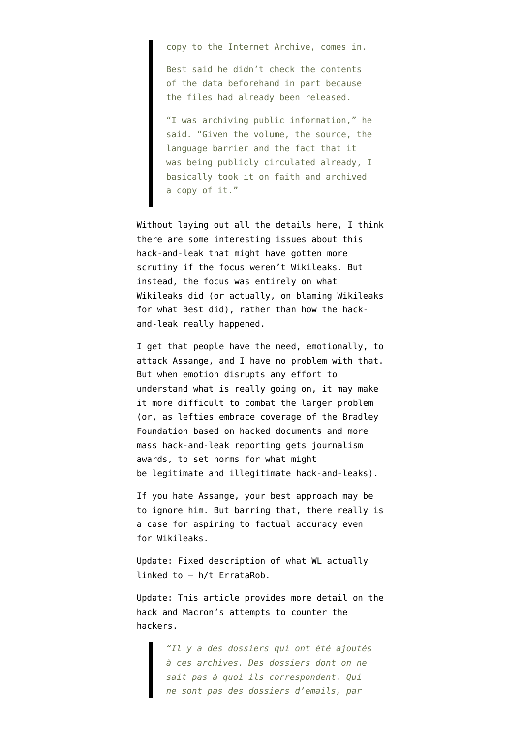> copy to the Internet Archive, comes in.
>
> Best said he didn't check the contents of the data beforehand in part because the files had already been released.
>
> "I was archiving public information," he said. "Given the volume, the source, the language barrier and the fact that it was being publicly circulated already, I basically took it on faith and archived a copy of it."

Without laying out all the details here, I think there are some interesting issues about this hack-and-leak that might have gotten more scrutiny if the focus weren't Wikileaks. But instead, the focus was entirely on what Wikileaks did (or actually, on blaming Wikileaks for what Best did), rather than how the hack-and-leak really happened.

I get that people have the need, emotionally, to attack Assange, and I have no problem with that. But when emotion disrupts any effort to understand what is really going on, it may make it more difficult to combat the larger problem (or, as lefties embrace coverage of the Bradley Foundation based on hacked documents and more mass hack-and-leak reporting gets journalism awards, to set norms for what might be legitimate and illegitimate hack-and-leaks).

If you hate Assange, your best approach may be to ignore him. But barring that, there really is a case for aspiring to factual accuracy even for Wikileaks.

Update: Fixed description of what WL actually linked to — h/t ErrataRob.

Update: This article provides more detail on the hack and Macron's attempts to counter the hackers.

> *"Il y a des dossiers qui ont été ajoutés à ces archives. Des dossiers dont on ne sait pas à quoi ils correspondent. Qui ne sont pas des dossiers d'emails, par*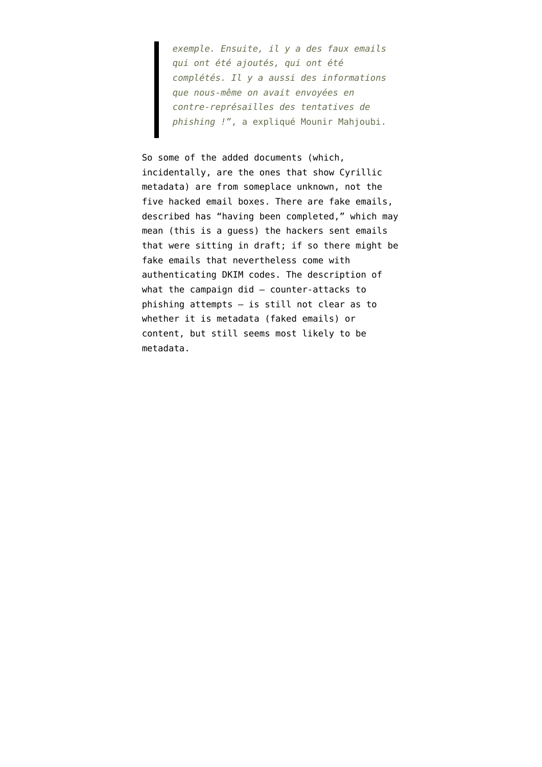> *exemple. Ensuite, il y a des faux emails qui ont été ajoutés, qui ont été complétés. Il y a aussi des informations que nous-même on avait envoyées en contre-représailles des tentatives de phishing !"*, a expliqué Mounir Mahjoubi.

So some of the added documents (which, incidentally, are the ones that show Cyrillic metadata) are from someplace unknown, not the five hacked email boxes. There are fake emails, described has "having been completed," which may mean (this is a guess) the hackers sent emails that were sitting in draft; if so there might be fake emails that nevertheless come with authenticating DKIM codes. The description of what the campaign did — counter-attacks to phishing attempts — is still not clear as to whether it is metadata (faked emails) or content, but still seems most likely to be metadata.